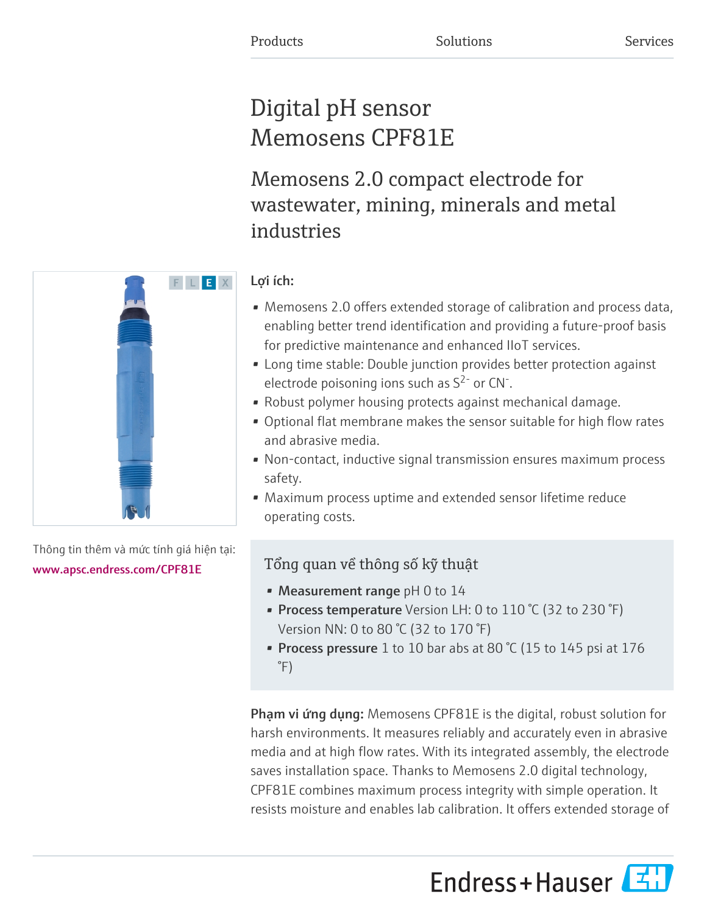Products Solutions Services

# Digital pH sensor Memosens CPF81E

## Memosens 2.0 compact electrode for wastewater, mining, minerals and metal industries

F L E X

Thông tin thêm và mức tính giá hiện tại:
www.apsc.endress.com/CPF81E

**Lợi ích:**

- Memosens 2.0 offers extended storage of calibration and process data, enabling better trend identification and providing a future-proof basis for predictive maintenance and enhanced IIoT services.
- Long time stable: Double junction provides better protection against electrode poisoning ions such as $S^{2-}$ or $CN^{-}$.
- Robust polymer housing protects against mechanical damage.
- Optional flat membrane makes the sensor suitable for high flow rates and abrasive media.
- Non-contact, inductive signal transmission ensures maximum process safety.
- Maximum process uptime and extended sensor lifetime reduce operating costs.

### Tổng quan về thông số kỹ thuật

- **Measurement range** pH 0 to 14
- **Process temperature** Version LH: 0 to 110 °C (32 to 230 °F) Version NN: 0 to 80 °C (32 to 170 °F)
- **Process pressure** 1 to 10 bar abs at 80 °C (15 to 145 psi at 176 °F)

**Phạm vi ứng dụng:** Memosens CPF81E is the digital, robust solution for harsh environments. It measures reliably and accurately even in abrasive media and at high flow rates. With its integrated assembly, the electrode saves installation space. Thanks to Memosens 2.0 digital technology, CPF81E combines maximum process integrity with simple operation. It resists moisture and enables lab calibration. It offers extended storage of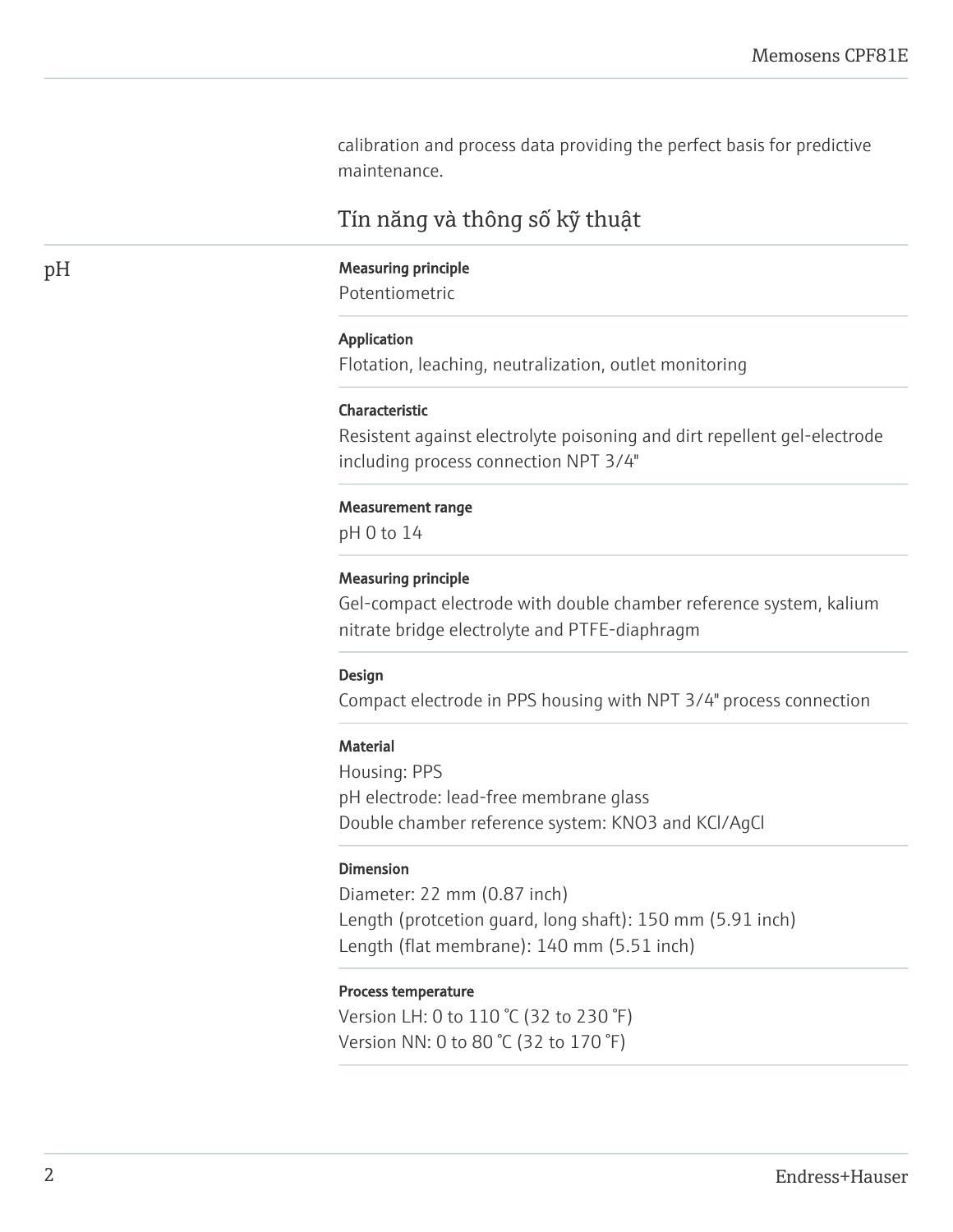calibration and process data providing the perfect basis for predictive maintenance.

## Tín năng và thông số kỹ thuật

### pH

**Measuring principle**
Potentiometric

**Application**
Flotation, leaching, neutralization, outlet monitoring

**Characteristic**
Resistent against electrolyte poisoning and dirt repellent gel-electrode including process connection NPT 3/4"

**Measurement range**
pH 0 to 14

**Measuring principle**
Gel-compact electrode with double chamber reference system, kalium nitrate bridge electrolyte and PTFE-diaphragm

**Design**
Compact electrode in PPS housing with NPT 3/4" process connection

**Material**
Housing: PPS
pH electrode: lead-free membrane glass
Double chamber reference system: $KNO_3$ and KCl/AgCl

**Dimension**
Diameter: 22 mm (0.87 inch)
Length (protcetion guard, long shaft): 150 mm (5.91 inch)
Length (flat membrane): 140 mm (5.51 inch)

**Process temperature**
Version LH: 0 to 110 °C (32 to 230 °F)
Version NN: 0 to 80 °C (32 to 170 °F)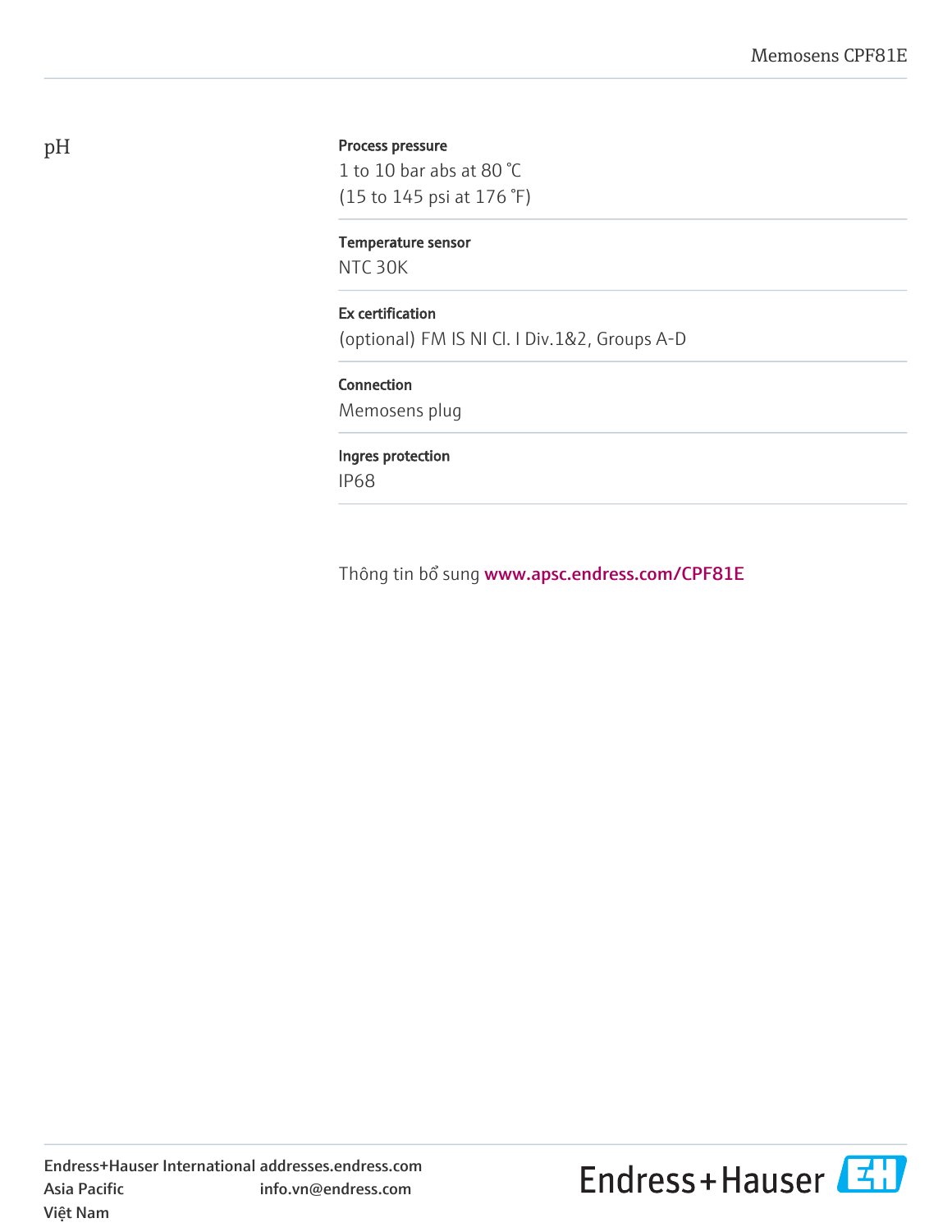pH

**Process pressure**

1 to 10 bar abs at 80 °C
(15 to 145 psi at 176 °F)

**Temperature sensor**

NTC 30K

**Ex certification**

(optional) FM IS NI Cl. I Div.1&2, Groups A-D

**Connection**

Memosens plug

**Ingres protection**

IP68

Thông tin bổ sung **www.apsc.endress.com/CPF81E**

Endress+Hauser International addresses.endress.com
Asia Pacific info.vn@endress.com
Việt Nam

Endress+Hauser